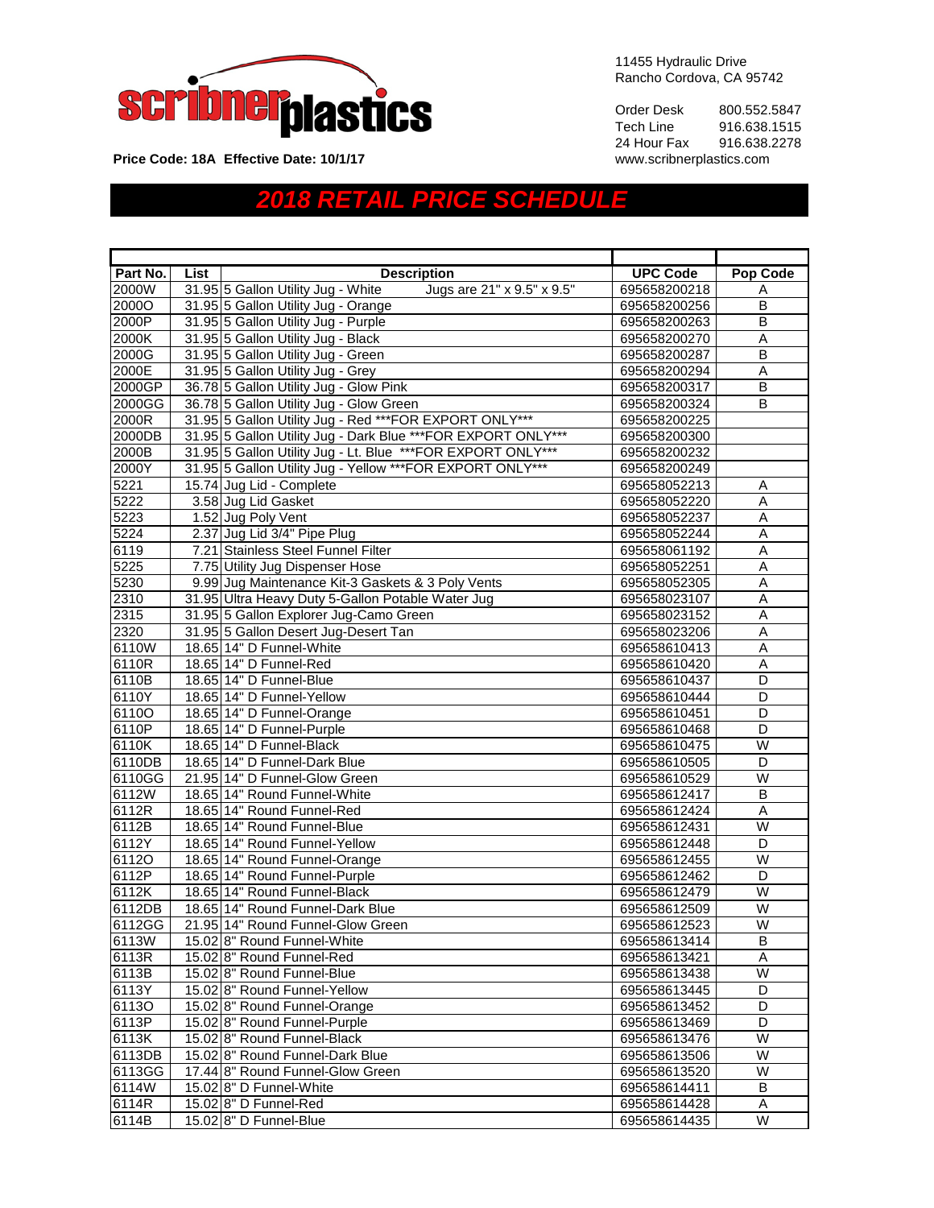scribnerplastics

**Price Code: 18A Effective Date: 10/1/17**

11455 Hydraulic Drive
Rancho Cordova, CA 95742

Order Desk 800.552.5847
Tech Line 916.638.1515
24 Hour Fax 916.638.2278
www.scribnerplastics.com

# *2018 RETAIL PRICE SCHEDULE*

| Part No. | List | Description | UPC Code | Pop Code |
|---|---|---|---|---|
| 2000W | 31.95 | 5 Gallon Utility Jug - White Jugs are 21" x 9.5" x 9.5" | 695658200218 | A |
| 2000O | 31.95 | 5 Gallon Utility Jug - Orange | 695658200256 | B |
| 2000P | 31.95 | 5 Gallon Utility Jug - Purple | 695658200263 | B |
| 2000K | 31.95 | 5 Gallon Utility Jug - Black | 695658200270 | A |
| 2000G | 31.95 | 5 Gallon Utility Jug - Green | 695658200287 | B |
| 2000E | 31.95 | 5 Gallon Utility Jug - Grey | 695658200294 | A |
| 2000GP | 36.78 | 5 Gallon Utility Jug - Glow Pink | 695658200317 | B |
| 2000GG | 36.78 | 5 Gallon Utility Jug - Glow Green | 695658200324 | B |
| 2000R | 31.95 | 5 Gallon Utility Jug - Red ***FOR EXPORT ONLY*** | 695658200225 | |
| 2000DB | 31.95 | 5 Gallon Utility Jug - Dark Blue ***FOR EXPORT ONLY*** | 695658200300 | |
| 2000B | 31.95 | 5 Gallon Utility Jug - Lt. Blue ***FOR EXPORT ONLY*** | 695658200232 | |
| 2000Y | 31.95 | 5 Gallon Utility Jug - Yellow ***FOR EXPORT ONLY*** | 695658200249 | |
| 5221 | 15.74 | Jug Lid - Complete | 695658052213 | A |
| 5222 | 3.58 | Jug Lid Gasket | 695658052220 | A |
| 5223 | 1.52 | Jug Poly Vent | 695658052237 | A |
| 5224 | 2.37 | Jug Lid 3/4" Pipe Plug | 695658052244 | A |
| 6119 | 7.21 | Stainless Steel Funnel Filter | 695658061192 | A |
| 5225 | 7.75 | Utility Jug Dispenser Hose | 695658052251 | A |
| 5230 | 9.99 | Jug Maintenance Kit-3 Gaskets & 3 Poly Vents | 695658052305 | A |
| 2310 | 31.95 | Ultra Heavy Duty 5-Gallon Potable Water Jug | 695658023107 | A |
| 2315 | 31.95 | 5 Gallon Explorer Jug-Camo Green | 695658023152 | A |
| 2320 | 31.95 | 5 Gallon Desert Jug-Desert Tan | 695658023206 | A |
| 6110W | 18.65 | 14" D Funnel-White | 695658610413 | A |
| 6110R | 18.65 | 14" D Funnel-Red | 695658610420 | A |
| 6110B | 18.65 | 14" D Funnel-Blue | 695658610437 | D |
| 6110Y | 18.65 | 14" D Funnel-Yellow | 695658610444 | D |
| 6110O | 18.65 | 14" D Funnel-Orange | 695658610451 | D |
| 6110P | 18.65 | 14" D Funnel-Purple | 695658610468 | D |
| 6110K | 18.65 | 14" D Funnel-Black | 695658610475 | W |
| 6110DB | 18.65 | 14" D Funnel-Dark Blue | 695658610505 | D |
| 6110GG | 21.95 | 14" D Funnel-Glow Green | 695658610529 | W |
| 6112W | 18.65 | 14" Round Funnel-White | 695658612417 | B |
| 6112R | 18.65 | 14" Round Funnel-Red | 695658612424 | A |
| 6112B | 18.65 | 14" Round Funnel-Blue | 695658612431 | W |
| 6112Y | 18.65 | 14" Round Funnel-Yellow | 695658612448 | D |
| 6112O | 18.65 | 14" Round Funnel-Orange | 695658612455 | W |
| 6112P | 18.65 | 14" Round Funnel-Purple | 695658612462 | D |
| 6112K | 18.65 | 14" Round Funnel-Black | 695658612479 | W |
| 6112DB | 18.65 | 14" Round Funnel-Dark Blue | 695658612509 | W |
| 6112GG | 21.95 | 14" Round Funnel-Glow Green | 695658612523 | W |
| 6113W | 15.02 | 8" Round Funnel-White | 695658613414 | B |
| 6113R | 15.02 | 8" Round Funnel-Red | 695658613421 | A |
| 6113B | 15.02 | 8" Round Funnel-Blue | 695658613438 | W |
| 6113Y | 15.02 | 8" Round Funnel-Yellow | 695658613445 | D |
| 6113O | 15.02 | 8" Round Funnel-Orange | 695658613452 | D |
| 6113P | 15.02 | 8" Round Funnel-Purple | 695658613469 | D |
| 6113K | 15.02 | 8" Round Funnel-Black | 695658613476 | W |
| 6113DB | 15.02 | 8" Round Funnel-Dark Blue | 695658613506 | W |
| 6113GG | 17.44 | 8" Round Funnel-Glow Green | 695658613520 | W |
| 6114W | 15.02 | 8" D Funnel-White | 695658614411 | B |
| 6114R | 15.02 | 8" D Funnel-Red | 695658614428 | A |
| 6114B | 15.02 | 8" D Funnel-Blue | 695658614435 | W |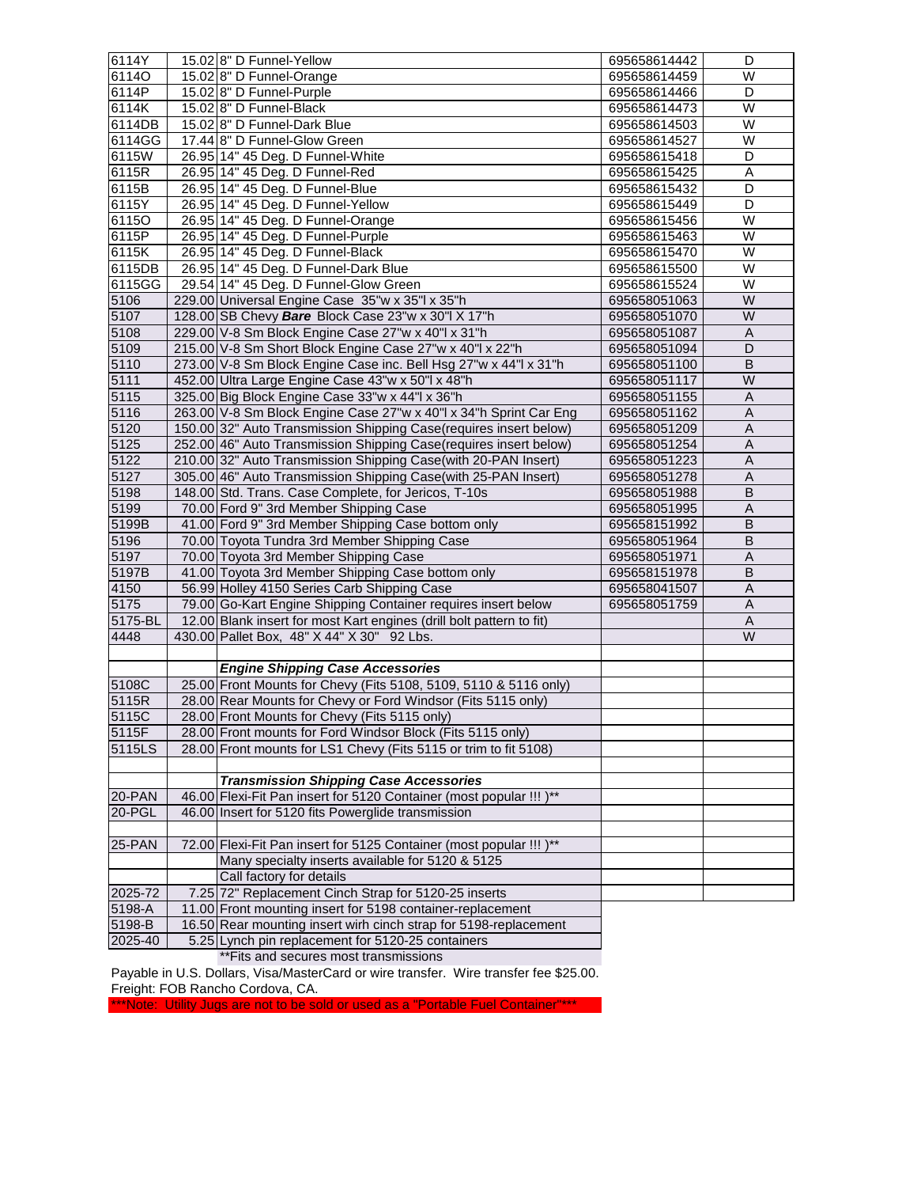| | | | | |
|---|---|---|---|---|
| 6114Y | 15.02 | 8" D Funnel-Yellow | 695658614442 | D |
| 6114O | 15.02 | 8" D Funnel-Orange | 695658614459 | W |
| 6114P | 15.02 | 8" D Funnel-Purple | 695658614466 | D |
| 6114K | 15.02 | 8" D Funnel-Black | 695658614473 | W |
| 6114DB | 15.02 | 8" D Funnel-Dark Blue | 695658614503 | W |
| 6114GG | 17.44 | 8" D Funnel-Glow Green | 695658614527 | W |
| 6115W | 26.95 | 14" 45 Deg. D Funnel-White | 695658615418 | D |
| 6115R | 26.95 | 14" 45 Deg. D Funnel-Red | 695658615425 | A |
| 6115B | 26.95 | 14" 45 Deg. D Funnel-Blue | 695658615432 | D |
| 6115Y | 26.95 | 14" 45 Deg. D Funnel-Yellow | 695658615449 | D |
| 6115O | 26.95 | 14" 45 Deg. D Funnel-Orange | 695658615456 | W |
| 6115P | 26.95 | 14" 45 Deg. D Funnel-Purple | 695658615463 | W |
| 6115K | 26.95 | 14" 45 Deg. D Funnel-Black | 695658615470 | W |
| 6115DB | 26.95 | 14" 45 Deg. D Funnel-Dark Blue | 695658615500 | W |
| 6115GG | 29.54 | 14" 45 Deg. D Funnel-Glow Green | 695658615524 | W |
| 5106 | 229.00 | Universal Engine Case 35"w x 35"l x 35"h | 695658051063 | W |
| 5107 | 128.00 | SB Chevy ***Bare*** Block Case 23"w x 30"l X 17"h | 695658051070 | W |
| 5108 | 229.00 | V-8 Sm Block Engine Case 27"w x 40"l x 31"h | 695658051087 | A |
| 5109 | 215.00 | V-8 Sm Short Block Engine Case 27"w x 40"l x 22"h | 695658051094 | D |
| 5110 | 273.00 | V-8 Sm Block Engine Case inc. Bell Hsg 27"w x 44"l x 31"h | 695658051100 | B |
| 5111 | 452.00 | Ultra Large Engine Case 43"w x 50"l x 48"h | 695658051117 | W |
| 5115 | 325.00 | Big Block Engine Case 33"w x 44"l x 36"h | 695658051155 | A |
| 5116 | 263.00 | V-8 Sm Block Engine Case 27"w x 40"l x 34"h Sprint Car Eng | 695658051162 | A |
| 5120 | 150.00 | 32" Auto Transmission Shipping Case(requires insert below) | 695658051209 | A |
| 5125 | 252.00 | 46" Auto Transmission Shipping Case(requires insert below) | 695658051254 | A |
| 5122 | 210.00 | 32" Auto Transmission Shipping Case(with 20-PAN Insert) | 695658051223 | A |
| 5127 | 305.00 | 46" Auto Transmission Shipping Case(with 25-PAN Insert) | 695658051278 | A |
| 5198 | 148.00 | Std. Trans. Case Complete, for Jericos, T-10s | 695658051988 | B |
| 5199 | 70.00 | Ford 9" 3rd Member Shipping Case | 695658051995 | A |
| 5199B | 41.00 | Ford 9" 3rd Member Shipping Case bottom only | 695658151992 | B |
| 5196 | 70.00 | Toyota Tundra 3rd Member Shipping Case | 695658051964 | B |
| 5197 | 70.00 | Toyota 3rd Member Shipping Case | 695658051971 | A |
| 5197B | 41.00 | Toyota 3rd Member Shipping Case bottom only | 695658151978 | B |
| 4150 | 56.99 | Holley 4150 Series Carb Shipping Case | 695658041507 | A |
| 5175 | 79.00 | Go-Kart Engine Shipping Container requires insert below | 695658051759 | A |
| 5175-BL | 12.00 | Blank insert for most Kart engines (drill bolt pattern to fit) | | A |
| 4448 | 430.00 | Pallet Box, 48" X 44" X 30" 92 Lbs. | | W |
| | | | | |
| | | ***Engine Shipping Case Accessories*** | | |
| 5108C | 25.00 | Front Mounts for Chevy (Fits 5108, 5109, 5110 & 5116 only) | | |
| 5115R | 28.00 | Rear Mounts for Chevy or Ford Windsor (Fits 5115 only) | | |
| 5115C | 28.00 | Front Mounts for Chevy (Fits 5115 only) | | |
| 5115F | 28.00 | Front mounts for Ford Windsor Block (Fits 5115 only) | | |
| 5115LS | 28.00 | Front mounts for LS1 Chevy (Fits 5115 or trim to fit 5108) | | |
| | | | | |
| | | ***Transmission Shipping Case Accessories*** | | |
| 20-PAN | 46.00 | Flexi-Fit Pan insert for 5120 Container (most popular !!! )** | | |
| 20-PGL | 46.00 | Insert for 5120 fits Powerglide transmission | | |
| | | | | |
| 25-PAN | 72.00 | Flexi-Fit Pan insert for 5125 Container (most popular !!! )** | | |
| | | Many specialty inserts available for 5120 & 5125 | | |
| | | Call factory for details | | |
| 2025-72 | 7.25 | 72" Replacement Cinch Strap for 5120-25 inserts | | |
| 5198-A | 11.00 | Front mounting insert for 5198 container-replacement | | |
| 5198-B | 16.50 | Rear mounting insert wirh cinch strap for 5198-replacement | | |
| 2025-40 | 5.25 | Lynch pin replacement for 5120-25 containers | | |
| | | **Fits and secures most transmissions | | |

Payable in U.S. Dollars, Visa/MasterCard or wire transfer. Wire transfer fee $25.00.
Freight: FOB Rancho Cordova, CA.

***Note: Utility Jugs are not to be sold or used as a "Portable Fuel Container"***